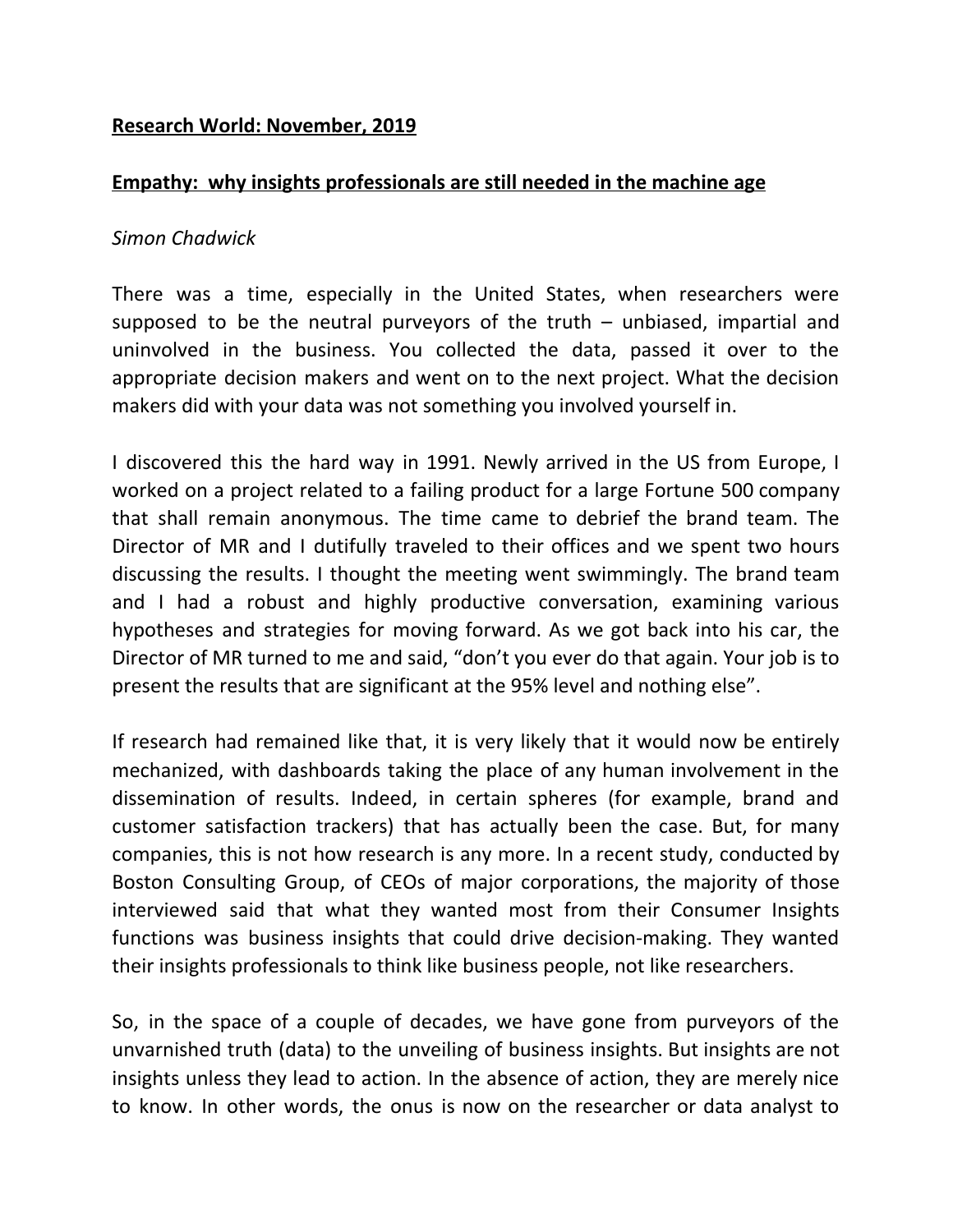**Research World: November, 2019**

# Empathy: why insights professionals are still needed in the machine age

*Simon Chadwick*

There was a time, especially in the United States, when researchers were supposed to be the neutral purveyors of the truth – unbiased, impartial and uninvolved in the business. You collected the data, passed it over to the appropriate decision makers and went on to the next project. What the decision makers did with your data was not something you involved yourself in.

I discovered this the hard way in 1991. Newly arrived in the US from Europe, I worked on a project related to a failing product for a large Fortune 500 company that shall remain anonymous. The time came to debrief the brand team. The Director of MR and I dutifully traveled to their offices and we spent two hours discussing the results. I thought the meeting went swimmingly. The brand team and I had a robust and highly productive conversation, examining various hypotheses and strategies for moving forward. As we got back into his car, the Director of MR turned to me and said, "don't you ever do that again. Your job is to present the results that are significant at the 95% level and nothing else".

If research had remained like that, it is very likely that it would now be entirely mechanized, with dashboards taking the place of any human involvement in the dissemination of results. Indeed, in certain spheres (for example, brand and customer satisfaction trackers) that has actually been the case. But, for many companies, this is not how research is any more. In a recent study, conducted by Boston Consulting Group, of CEOs of major corporations, the majority of those interviewed said that what they wanted most from their Consumer Insights functions was business insights that could drive decision-making. They wanted their insights professionals to think like business people, not like researchers.

So, in the space of a couple of decades, we have gone from purveyors of the unvarnished truth (data) to the unveiling of business insights. But insights are not insights unless they lead to action. In the absence of action, they are merely nice to know. In other words, the onus is now on the researcher or data analyst to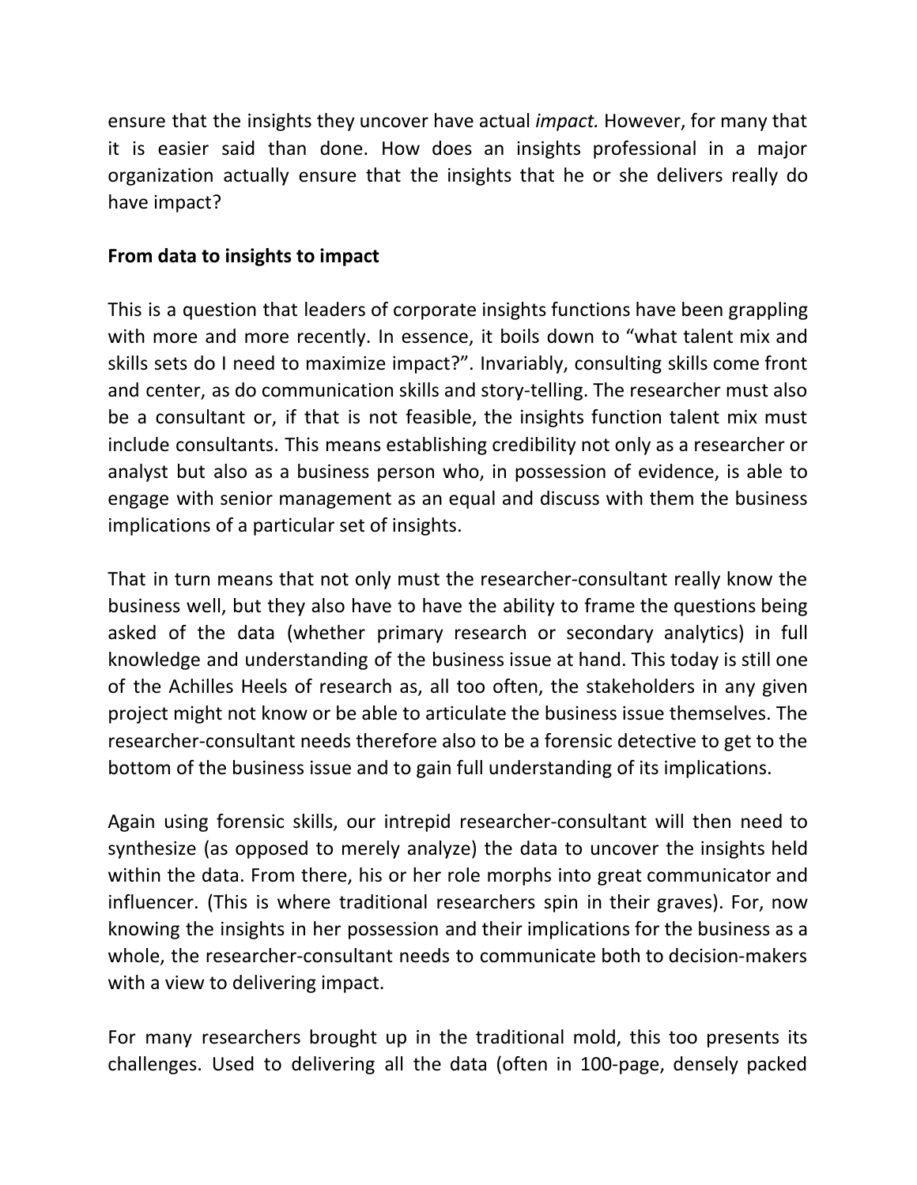ensure that the insights they uncover have actual *impact.* However, for many that it is easier said than done. How does an insights professional in a major organization actually ensure that the insights that he or she delivers really do have impact?

## From data to insights to impact

This is a question that leaders of corporate insights functions have been grappling with more and more recently. In essence, it boils down to "what talent mix and skills sets do I need to maximize impact?". Invariably, consulting skills come front and center, as do communication skills and story-telling. The researcher must also be a consultant or, if that is not feasible, the insights function talent mix must include consultants. This means establishing credibility not only as a researcher or analyst but also as a business person who, in possession of evidence, is able to engage with senior management as an equal and discuss with them the business implications of a particular set of insights.

That in turn means that not only must the researcher-consultant really know the business well, but they also have to have the ability to frame the questions being asked of the data (whether primary research or secondary analytics) in full knowledge and understanding of the business issue at hand. This today is still one of the Achilles Heels of research as, all too often, the stakeholders in any given project might not know or be able to articulate the business issue themselves. The researcher-consultant needs therefore also to be a forensic detective to get to the bottom of the business issue and to gain full understanding of its implications.

Again using forensic skills, our intrepid researcher-consultant will then need to synthesize (as opposed to merely analyze) the data to uncover the insights held within the data. From there, his or her role morphs into great communicator and influencer. (This is where traditional researchers spin in their graves). For, now knowing the insights in her possession and their implications for the business as a whole, the researcher-consultant needs to communicate both to decision-makers with a view to delivering impact.

For many researchers brought up in the traditional mold, this too presents its challenges. Used to delivering all the data (often in 100-page, densely packed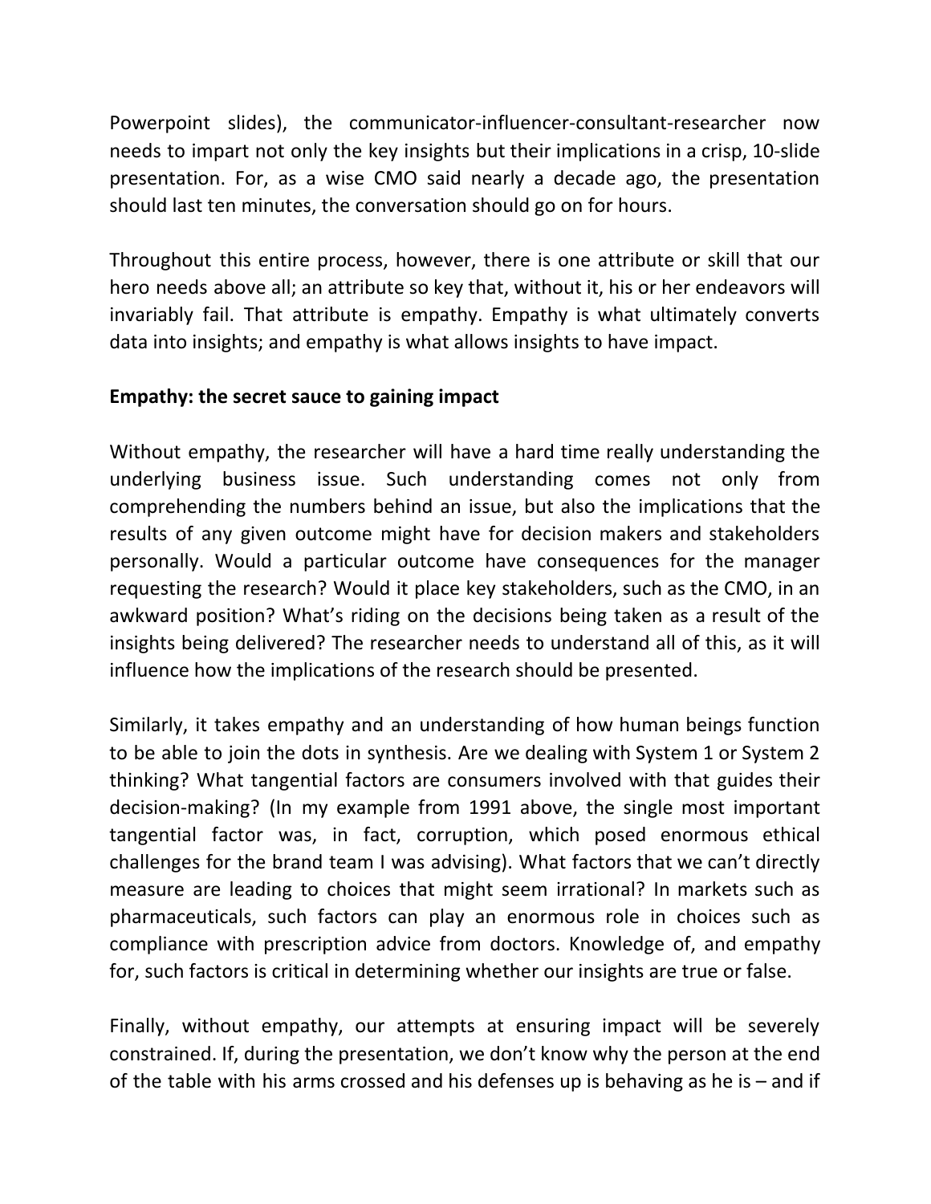Powerpoint slides), the communicator-influencer-consultant-researcher now needs to impart not only the key insights but their implications in a crisp, 10-slide presentation. For, as a wise CMO said nearly a decade ago, the presentation should last ten minutes, the conversation should go on for hours.

Throughout this entire process, however, there is one attribute or skill that our hero needs above all; an attribute so key that, without it, his or her endeavors will invariably fail. That attribute is empathy. Empathy is what ultimately converts data into insights; and empathy is what allows insights to have impact.

**Empathy: the secret sauce to gaining impact**

Without empathy, the researcher will have a hard time really understanding the underlying business issue. Such understanding comes not only from comprehending the numbers behind an issue, but also the implications that the results of any given outcome might have for decision makers and stakeholders personally. Would a particular outcome have consequences for the manager requesting the research? Would it place key stakeholders, such as the CMO, in an awkward position? What's riding on the decisions being taken as a result of the insights being delivered? The researcher needs to understand all of this, as it will influence how the implications of the research should be presented.

Similarly, it takes empathy and an understanding of how human beings function to be able to join the dots in synthesis. Are we dealing with System 1 or System 2 thinking? What tangential factors are consumers involved with that guides their decision-making? (In my example from 1991 above, the single most important tangential factor was, in fact, corruption, which posed enormous ethical challenges for the brand team I was advising). What factors that we can't directly measure are leading to choices that might seem irrational? In markets such as pharmaceuticals, such factors can play an enormous role in choices such as compliance with prescription advice from doctors. Knowledge of, and empathy for, such factors is critical in determining whether our insights are true or false.

Finally, without empathy, our attempts at ensuring impact will be severely constrained. If, during the presentation, we don't know why the person at the end of the table with his arms crossed and his defenses up is behaving as he is – and if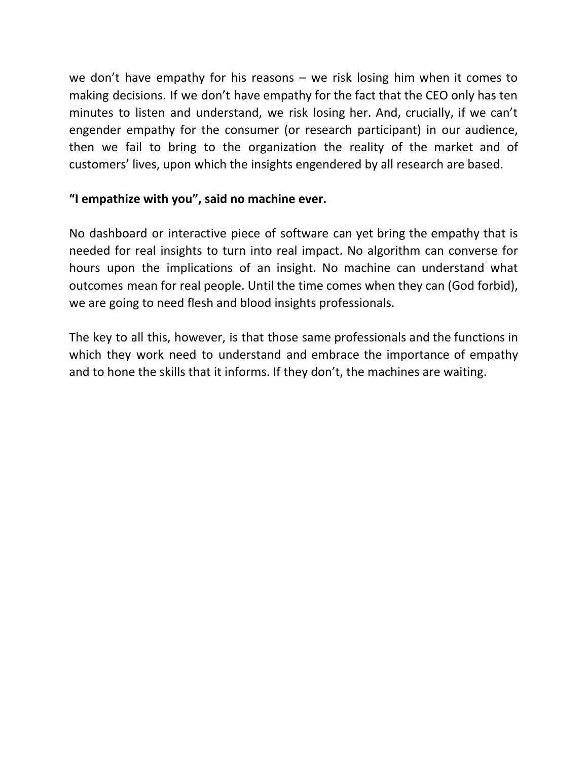we don't have empathy for his reasons – we risk losing him when it comes to making decisions. If we don't have empathy for the fact that the CEO only has ten minutes to listen and understand, we risk losing her. And, crucially, if we can't engender empathy for the consumer (or research participant) in our audience, then we fail to bring to the organization the reality of the market and of customers' lives, upon which the insights engendered by all research are based.

**"I empathize with you", said no machine ever.**

No dashboard or interactive piece of software can yet bring the empathy that is needed for real insights to turn into real impact. No algorithm can converse for hours upon the implications of an insight. No machine can understand what outcomes mean for real people. Until the time comes when they can (God forbid), we are going to need flesh and blood insights professionals.

The key to all this, however, is that those same professionals and the functions in which they work need to understand and embrace the importance of empathy and to hone the skills that it informs. If they don't, the machines are waiting.